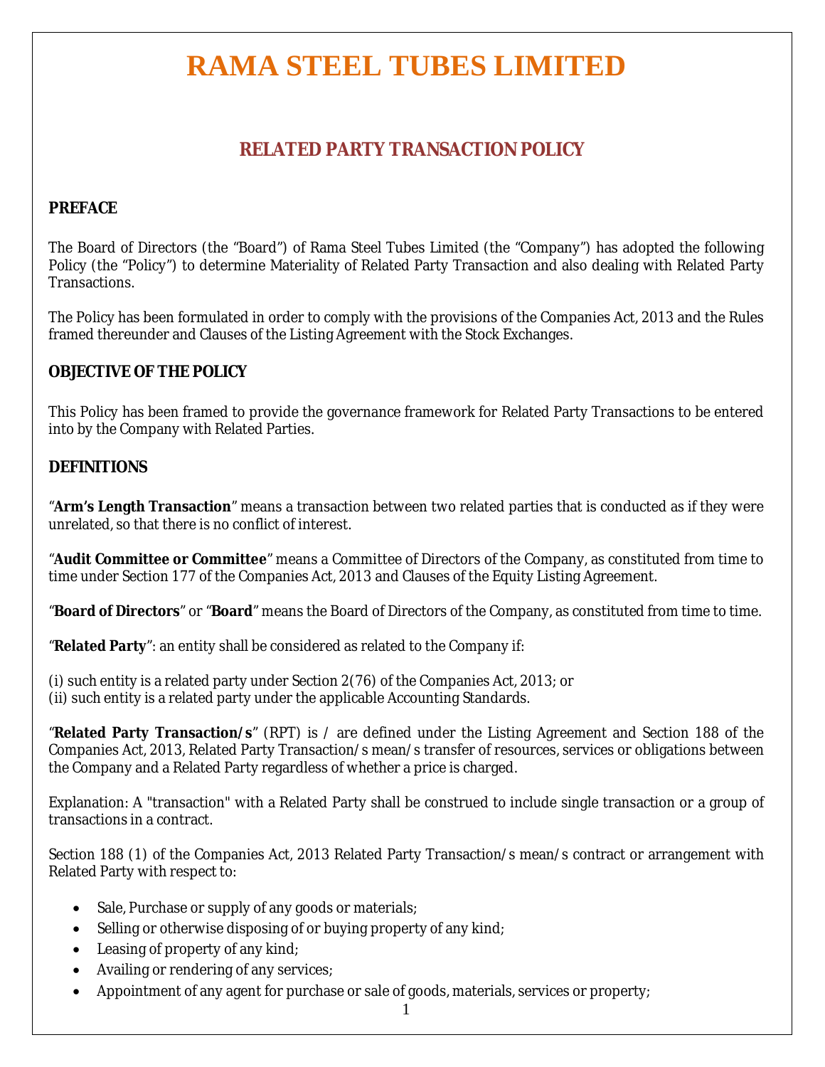# RAMA STEEL TUBES LIMITED

## RELATED PARTY TRANSACTION POLICY

### PREFACE

The Board of Directors (the "Board") of Rama Steel Tubes Limited (the "Company") has adopted the following Policy (the "Policy") to determine Materiality of Related Party Transaction and also dealing with Related Party Transactions.

The Policy has been formulated in order to comply with the provisions of the Companies Act, 2013 and the Rules framed thereunder and Clauses of the Listing Agreement with the Stock Exchanges.

### OBJECTIVE OF THE POLICY

This Policy has been framed to provide the governance framework for Related Party Transactions to be entered into by the Company with Related Parties.

### DEFINITIONS

"**Arm's Length Transaction**" means a transaction between two related parties that is conducted as if they were unrelated, so that there is no conflict of interest.

"**Audit Committee or Committee**" means a Committee of Directors of the Company, as constituted from time to time under Section 177 of the Companies Act, 2013 and Clauses of the Equity Listing Agreement.

"**Board of Directors**" or "**Board**" means the Board of Directors of the Company, as constituted from time to time.

"**Related Party**": an entity shall be considered as related to the Company if:

(i) such entity is a related party under Section 2(76) of the Companies Act, 2013; or
(ii) such entity is a related party under the applicable Accounting Standards.

"**Related Party Transaction/s**" (RPT) is / are defined under the Listing Agreement and Section 188 of the Companies Act, 2013, Related Party Transaction/s mean/s transfer of resources, services or obligations between the Company and a Related Party regardless of whether a price is charged.

Explanation: A "transaction" with a Related Party shall be construed to include single transaction or a group of transactions in a contract.

Section 188 (1) of the Companies Act, 2013 Related Party Transaction/s mean/s contract or arrangement with Related Party with respect to:

- Sale, Purchase or supply of any goods or materials;
- Selling or otherwise disposing of or buying property of any kind;
- Leasing of property of any kind;
- Availing or rendering of any services;
- Appointment of any agent for purchase or sale of goods, materials, services or property;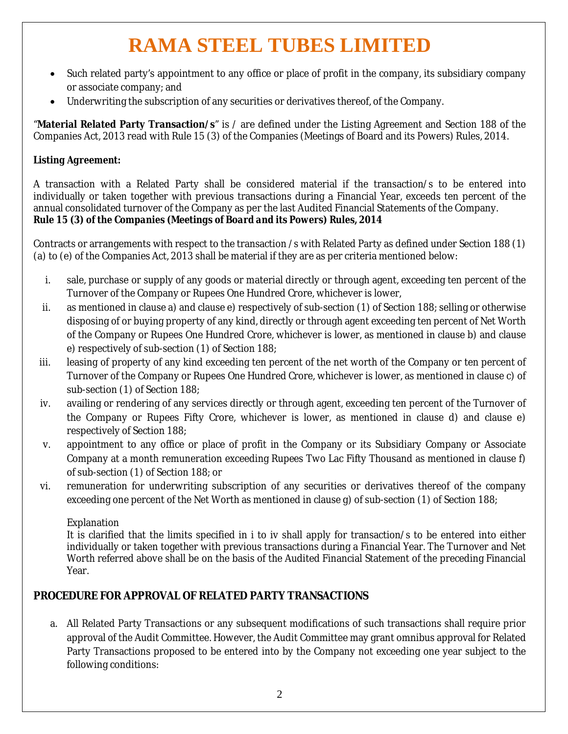- Such related party's appointment to any office or place of profit in the company, its subsidiary company or associate company; and
- Underwriting the subscription of any securities or derivatives thereof, of the Company.

"**Material Related Party Transaction/s**" is / are defined under the Listing Agreement and Section 188 of the Companies Act, 2013 read with Rule 15 (3) of the Companies (Meetings of Board and its Powers) Rules, 2014.

**Listing Agreement:**

A transaction with a Related Party shall be considered material if the transaction/s to be entered into individually or taken together with previous transactions during a Financial Year, exceeds ten percent of the annual consolidated turnover of the Company as per the last Audited Financial Statements of the Company.

***Rule 15 (3) of the Companies (Meetings of Board and its Powers) Rules, 2014***

Contracts or arrangements with respect to the transaction /s with Related Party as defined under Section 188 (1) (a) to (e) of the Companies Act, 2013 shall be material if they are as per criteria mentioned below:

i. sale, purchase or supply of any goods or material directly or through agent, exceeding ten percent of the Turnover of the Company or Rupees One Hundred Crore, whichever is lower,
ii. as mentioned in clause a) and clause e) respectively of sub-section (1) of Section 188; selling or otherwise disposing of or buying property of any kind, directly or through agent exceeding ten percent of Net Worth of the Company or Rupees One Hundred Crore, whichever is lower, as mentioned in clause b) and clause e) respectively of sub-section (1) of Section 188;
iii. leasing of property of any kind exceeding ten percent of the net worth of the Company or ten percent of Turnover of the Company or Rupees One Hundred Crore, whichever is lower, as mentioned in clause c) of sub-section (1) of Section 188;
iv. availing or rendering of any services directly or through agent, exceeding ten percent of the Turnover of the Company or Rupees Fifty Crore, whichever is lower, as mentioned in clause d) and clause e) respectively of Section 188;
v. appointment to any office or place of profit in the Company or its Subsidiary Company or Associate Company at a month remuneration exceeding Rupees Two Lac Fifty Thousand as mentioned in clause f) of sub-section (1) of Section 188; or
vi. remuneration for underwriting subscription of any securities or derivatives thereof of the company exceeding one percent of the Net Worth as mentioned in clause g) of sub-section (1) of Section 188;

Explanation
It is clarified that the limits specified in i to iv shall apply for transaction/s to be entered into either individually or taken together with previous transactions during a Financial Year. The Turnover and Net Worth referred above shall be on the basis of the Audited Financial Statement of the preceding Financial Year.

## PROCEDURE FOR APPROVAL OF RELATED PARTY TRANSACTIONS

a. All Related Party Transactions or any subsequent modifications of such transactions shall require prior approval of the Audit Committee. However, the Audit Committee may grant omnibus approval for Related Party Transactions proposed to be entered into by the Company not exceeding one year subject to the following conditions: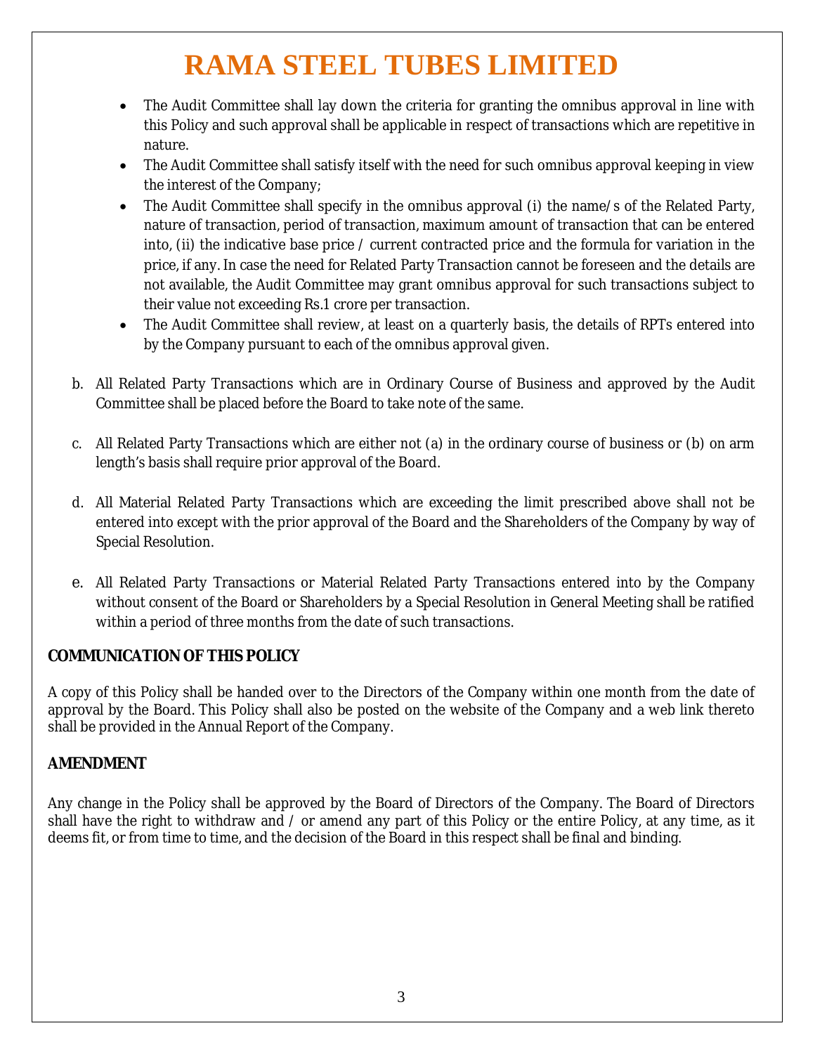- The Audit Committee shall lay down the criteria for granting the omnibus approval in line with this Policy and such approval shall be applicable in respect of transactions which are repetitive in nature.
- The Audit Committee shall satisfy itself with the need for such omnibus approval keeping in view the interest of the Company;
- The Audit Committee shall specify in the omnibus approval (i) the name/s of the Related Party, nature of transaction, period of transaction, maximum amount of transaction that can be entered into, (ii) the indicative base price / current contracted price and the formula for variation in the price, if any. In case the need for Related Party Transaction cannot be foreseen and the details are not available, the Audit Committee may grant omnibus approval for such transactions subject to their value not exceeding Rs.1 crore per transaction.
- The Audit Committee shall review, at least on a quarterly basis, the details of RPTs entered into by the Company pursuant to each of the omnibus approval given.

b. All Related Party Transactions which are in Ordinary Course of Business and approved by the Audit Committee shall be placed before the Board to take note of the same.

c. All Related Party Transactions which are either not (a) in the ordinary course of business or (b) on arm length's basis shall require prior approval of the Board.

d. All Material Related Party Transactions which are exceeding the limit prescribed above shall not be entered into except with the prior approval of the Board and the Shareholders of the Company by way of Special Resolution.

e. All Related Party Transactions or Material Related Party Transactions entered into by the Company without consent of the Board or Shareholders by a Special Resolution in General Meeting shall be ratified within a period of three months from the date of such transactions.

## COMMUNICATION OF THIS POLICY

A copy of this Policy shall be handed over to the Directors of the Company within one month from the date of approval by the Board. This Policy shall also be posted on the website of the Company and a web link thereto shall be provided in the Annual Report of the Company.

## AMENDMENT

Any change in the Policy shall be approved by the Board of Directors of the Company. The Board of Directors shall have the right to withdraw and / or amend any part of this Policy or the entire Policy, at any time, as it deems fit, or from time to time, and the decision of the Board in this respect shall be final and binding.